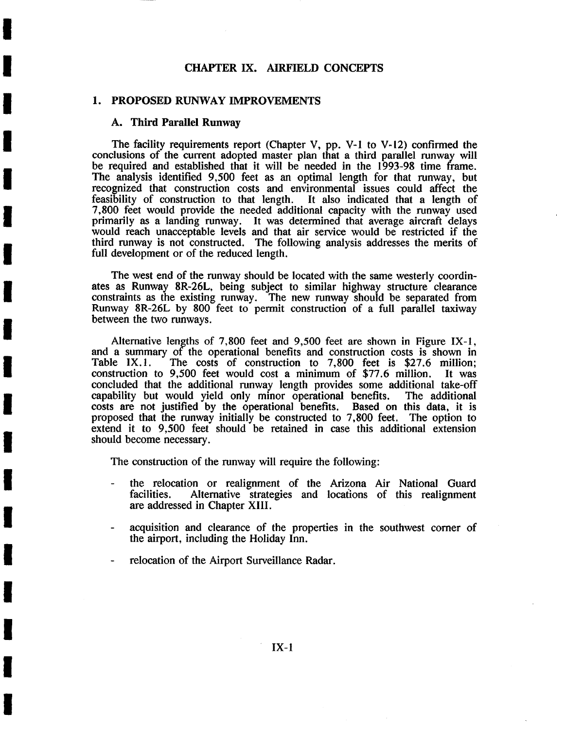# CHAPTER IX. AIRFIELD CONCEPTS

## 1. PROPOSED RUNWAY IMPROVEMENTS

### A. Third Parallel Runway

The facility requirements report (Chapter V, pp. V-1 to V-12) confirmed the conclusions of the current adopted master plan that a third parallel runway will be required and established that it will be needed in the 1993-98 time frame. The analysis identified 9,500 feet as an optimal length for that runway, but recognized that construction costs and environmental issues could affect the feasibility of construction to that length. It also indicated that a length of 7,800 feet would provide the needed additional capacity with the runway used primarily as a landing runway. It was determined that average aircraft delays would reach unacceptable levels and that air service would be restricted if the third runway is not constructed. The following analysis addresses the merits of full development or of the reduced length.

The west end of the runway should be located with the same westerly coordinates as Runway 8R-26L, being subject to similar highway structure clearance constraints as the existing runway. The new runway should be separated from Runway 8R-26L by 800 feet to permit construction of a full parallel taxiway between the two runways.

Alternative lengths of 7,800 feet and 9,500 feet are shown in Figure IX-1, and a summary of the operational benefits and construction costs is shown in Table IX.1. The costs of construction to 7,800 feet is $27.6 million; construction to 9,500 feet would cost a minimum of $77.6 million. It was concluded that the additional runway length provides some additional take-off capability but would yield only minor operational benefits. The additional costs are not justified by the operational benefits. Based on this data, it is proposed that the runway initially be constructed to 7,800 feet. The option to extend it to 9,500 feet should be retained in case this additional extension should become necessary.

The construction of the runway will require the following:

- the relocation or realignment of the Arizona Air National Guard facilities. Alternative strategies and locations of this realignment are addressed in Chapter XIII.
- acquisition and clearance of the properties in the southwest corner of the airport, including the Holiday Inn.
- relocation of the Airport Surveillance Radar.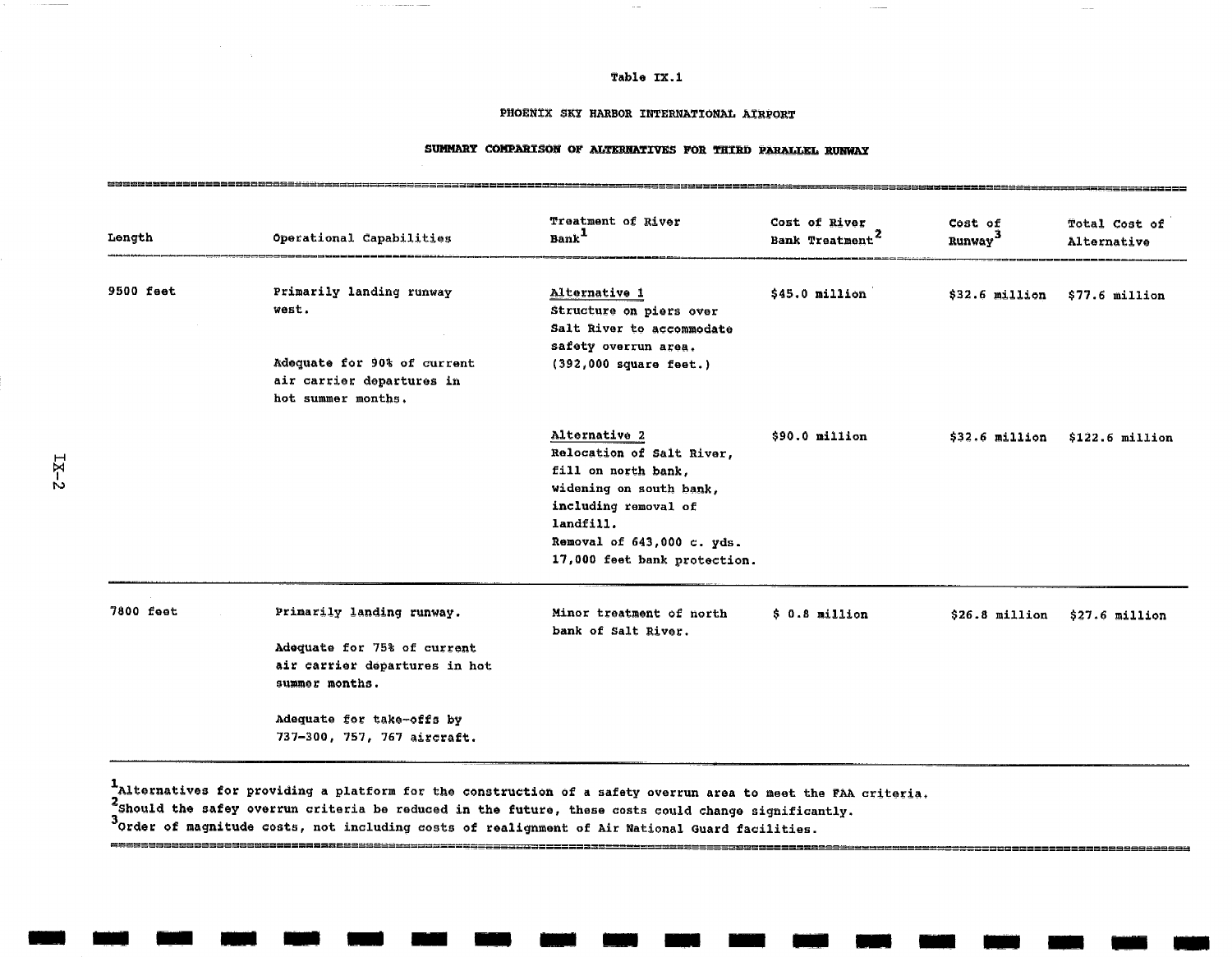Table IX.1

PHOENIX SKY HARBOR INTERNATIONAL AIRPORT

SUMMARY COMPARISON OF ALTERNATIVES FOR THIRD PARALLEL RUNWAY

| Length | Operational Capabilities | Treatment of River Bank[1] | Cost of River Bank Treatment[2] | Cost of Runway[3] | Total Cost of Alternative |
|---|---|---|---|---|---|
| 9500 feet | Primarily landing runway west.<br><br>Adequate for 90% of current air carrier departures in hot summer months. | Alternative 1<br>Structure on piers over Salt River to accommodate safety overrun area. (392,000 square feet.) | $45.0 million | $32.6 million | $77.6 million |
| | | Alternative 2<br>Relocation of Salt River, fill on north bank, widening on south bank, including removal of landfill.<br>Removal of 643,000 c. yds.<br>17,000 feet bank protection. | $90.0 million | $32.6 million | $122.6 million |
| 7800 feet | Primarily landing runway.<br><br>Adequate for 75% of current air carrier departures in hot summer months.<br><br>Adequate for take-offs by 737-300, 757, 767 aircraft. | Minor treatment of north bank of Salt River. | $ 0.8 million | $26.8 million | $27.6 million |

[1] Alternatives for providing a platform for the construction of a safety overrun area to meet the FAA criteria.
[2] Should the safey overrun criteria be reduced in the future, these costs could change significantly.
[3] Order of magnitude costs, not including costs of realignment of Air National Guard facilities.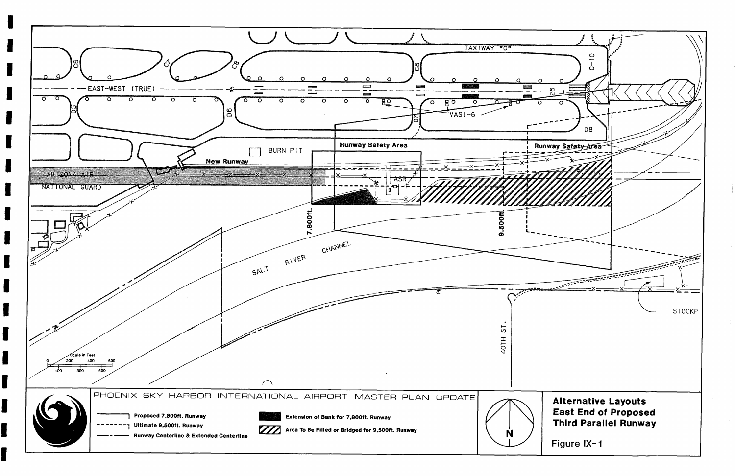PHOENIX SKY HARBOR INTERNATIONAL AIRPORT MASTER PLAN UPDATE

Proposed 7,800ft. Runway

Ultimate 9,500ft. Runway

Runway Centerline & Extended Centerline

Extension of Bank for 7,800ft. Runway

Area To Be Filled or Bridged for 9,500ft. Runway

**Alternative Layouts East End of Proposed Third Parallel Runway**

Figure IX-1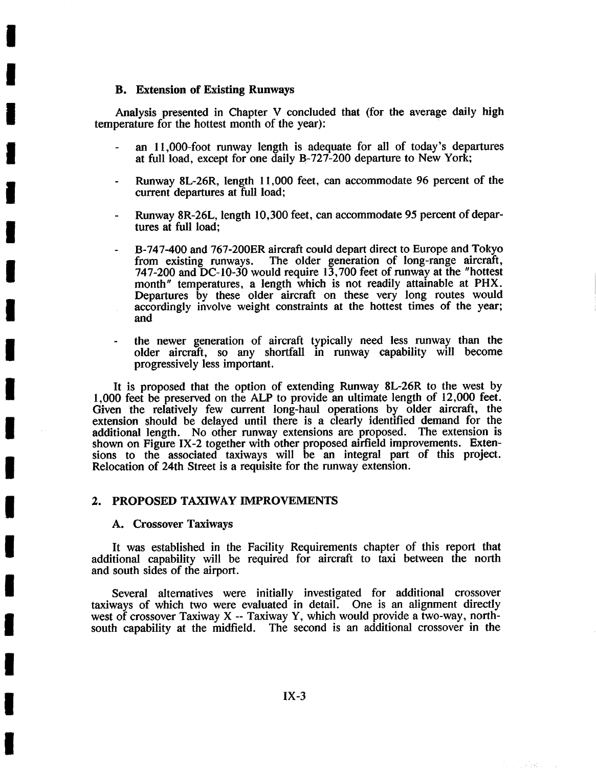### B. Extension of Existing Runways

Analysis presented in Chapter V concluded that (for the average daily high temperature for the hottest month of the year):

- an 11,000-foot runway length is adequate for all of today's departures at full load, except for one daily B-727-200 departure to New York;
- Runway 8L-26R, length 11,000 feet, can accommodate 96 percent of the current departures at full load;
- Runway 8R-26L, length 10,300 feet, can accommodate 95 percent of departures at full load;
- B-747-400 and 767-200ER aircraft could depart direct to Europe and Tokyo from existing runways. The older generation of long-range aircraft, 747-200 and DC-10-30 would require 13,700 feet of runway at the "hottest month" temperatures, a length which is not readily attainable at PHX. Departures by these older aircraft on these very long routes would accordingly involve weight constraints at the hottest times of the year; and
- the newer generation of aircraft typically need less runway than the older aircraft, so any shortfall in runway capability will become progressively less important.

It is proposed that the option of extending Runway 8L-26R to the west by 1,000 feet be preserved on the ALP to provide an ultimate length of 12,000 feet. Given the relatively few current long-haul operations by older aircraft, the extension should be delayed until there is a clearly identified demand for the additional length. No other runway extensions are proposed. The extension is shown on Figure IX-2 together with other proposed airfield improvements. Extensions to the associated taxiways will be an integral part of this project. Relocation of 24th Street is a requisite for the runway extension.

## 2. PROPOSED TAXIWAY IMPROVEMENTS

### A. Crossover Taxiways

It was established in the Facility Requirements chapter of this report that additional capability will be required for aircraft to taxi between the north and south sides of the airport.

Several alternatives were initially investigated for additional crossover taxiways of which two were evaluated in detail. One is an alignment directly west of crossover Taxiway X -- Taxiway Y, which would provide a two-way, north-south capability at the midfield. The second is an additional crossover in the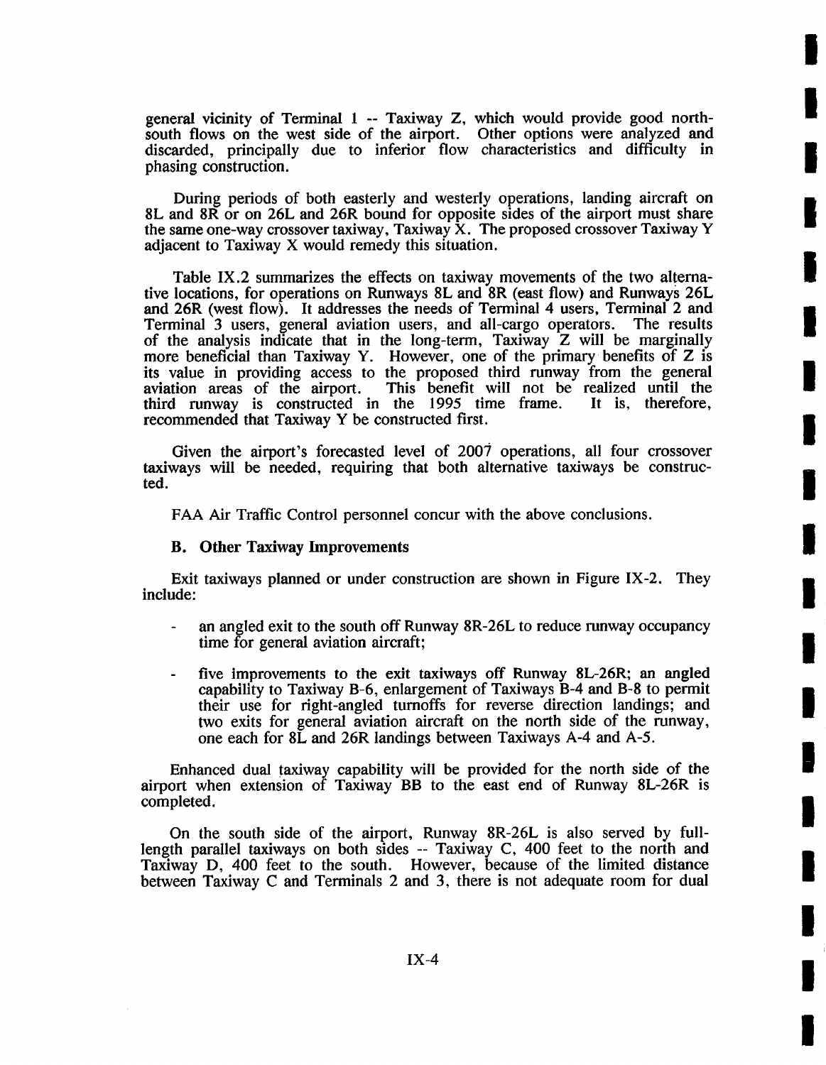general vicinity of Terminal 1 -- Taxiway Z, which would provide good north-south flows on the west side of the airport. Other options were analyzed and discarded, principally due to inferior flow characteristics and difficulty in phasing construction.

During periods of both easterly and westerly operations, landing aircraft on 8L and 8R or on 26L and 26R bound for opposite sides of the airport must share the same one-way crossover taxiway, Taxiway X. The proposed crossover Taxiway Y adjacent to Taxiway X would remedy this situation.

Table IX.2 summarizes the effects on taxiway movements of the two alternative locations, for operations on Runways 8L and 8R (east flow) and Runways 26L and 26R (west flow). It addresses the needs of Terminal 4 users, Terminal 2 and Terminal 3 users, general aviation users, and all-cargo operators. The results of the analysis indicate that in the long-term, Taxiway Z will be marginally more beneficial than Taxiway Y. However, one of the primary benefits of Z is its value in providing access to the proposed third runway from the general aviation areas of the airport. This benefit will not be realized until the third runway is constructed in the 1995 time frame. It is, therefore, recommended that Taxiway Y be constructed first.

Given the airport's forecasted level of 2007 operations, all four crossover taxiways will be needed, requiring that both alternative taxiways be constructed.

FAA Air Traffic Control personnel concur with the above conclusions.

### B. Other Taxiway Improvements

Exit taxiways planned or under construction are shown in Figure IX-2. They include:

- an angled exit to the south off Runway 8R-26L to reduce runway occupancy time for general aviation aircraft;

- five improvements to the exit taxiways off Runway 8L-26R; an angled capability to Taxiway B-6, enlargement of Taxiways B-4 and B-8 to permit their use for right-angled turnoffs for reverse direction landings; and two exits for general aviation aircraft on the north side of the runway, one each for 8L and 26R landings between Taxiways A-4 and A-5.

Enhanced dual taxiway capability will be provided for the north side of the airport when extension of Taxiway BB to the east end of Runway 8L-26R is completed.

On the south side of the airport, Runway 8R-26L is also served by full-length parallel taxiways on both sides -- Taxiway C, 400 feet to the north and Taxiway D, 400 feet to the south. However, because of the limited distance between Taxiway C and Terminals 2 and 3, there is not adequate room for dual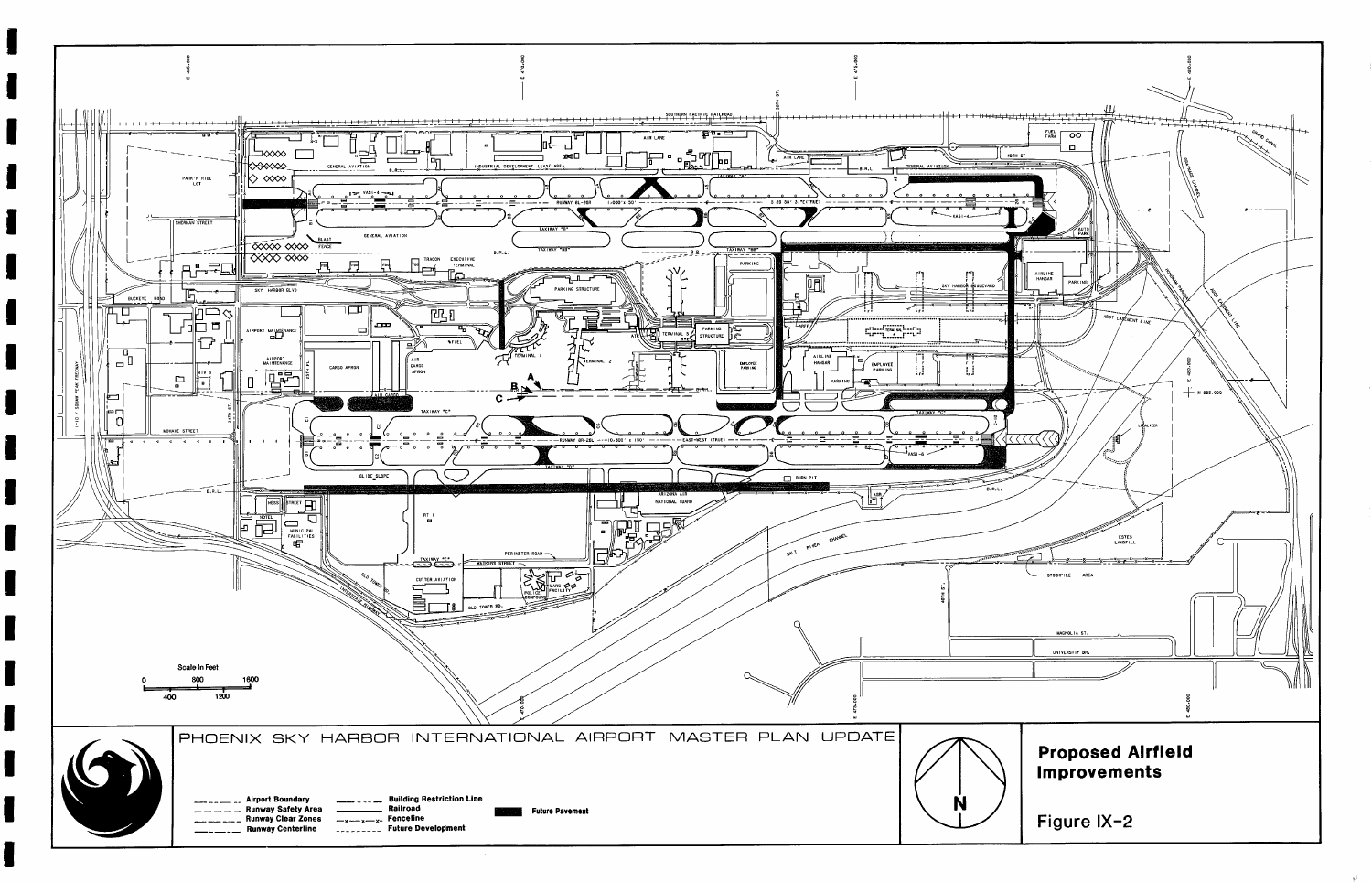PHOENIX SKY HARBOR INTERNATIONAL AIRPORT MASTER PLAN UPDATE

## Proposed Airfield Improvements

Figure IX-2

- Airport Boundary
- Runway Safety Area
- Runway Clear Zones
- Runway Centerline
- Building Restriction Line
- Railroad
- Fenceline
- Future Development
- Future Pavement

Scale in Feet: 0, 400, 800, 1200, 1600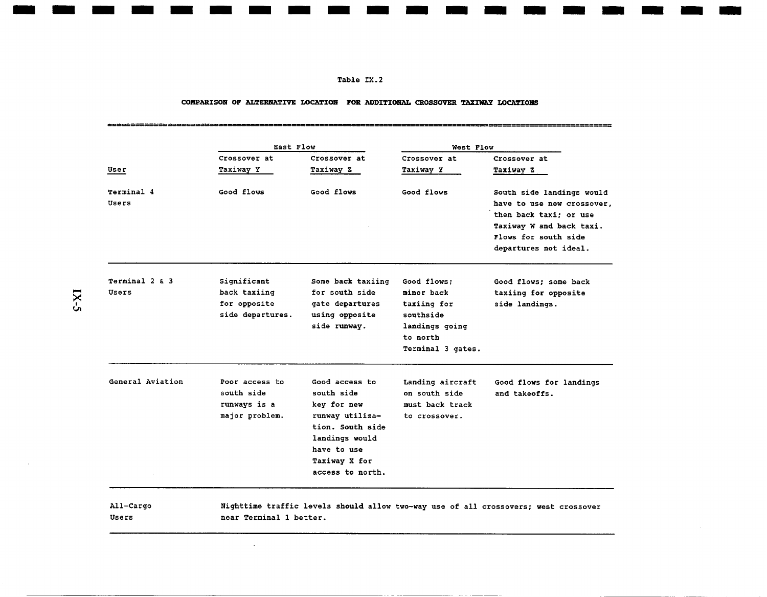Table IX.2

**COMPARISON OF ALTERNATIVE LOCATION FOR ADDITIONAL CROSSOVER TAXIWAY LOCATIONS**

| User | East Flow | | West Flow | |
|---|---|---|---|---|
| | Crossover at Taxiway Y | Crossover at Taxiway Z | Crossover at Taxiway Y | Crossover at Taxiway Z |
| Terminal 4 Users | Good flows | Good flows | Good flows | South side landings would have to use new crossover, then back taxi; or use Taxiway W and back taxi. Flows for south side departures not ideal. |
| Terminal 2 & 3 Users | Significant back taxiing for opposite side departures. | Some back taxiing for south side gate departures using opposite side runway. | Good flows; minor back taxiing for southside landings going to north Terminal 3 gates. | Good flows; some back taxiing for opposite side landings. |
| General Aviation | Poor access to south side runways is a major problem. | Good access to south side key for new runway utilization. South side landings would have to use Taxiway X for access to north. | Landing aircraft on south side must back track to crossover. | Good flows for landings and takeoffs. |
| All-Cargo Users | Nighttime traffic levels should allow two-way use of all crossovers; west crossover near Terminal 1 better. | | | |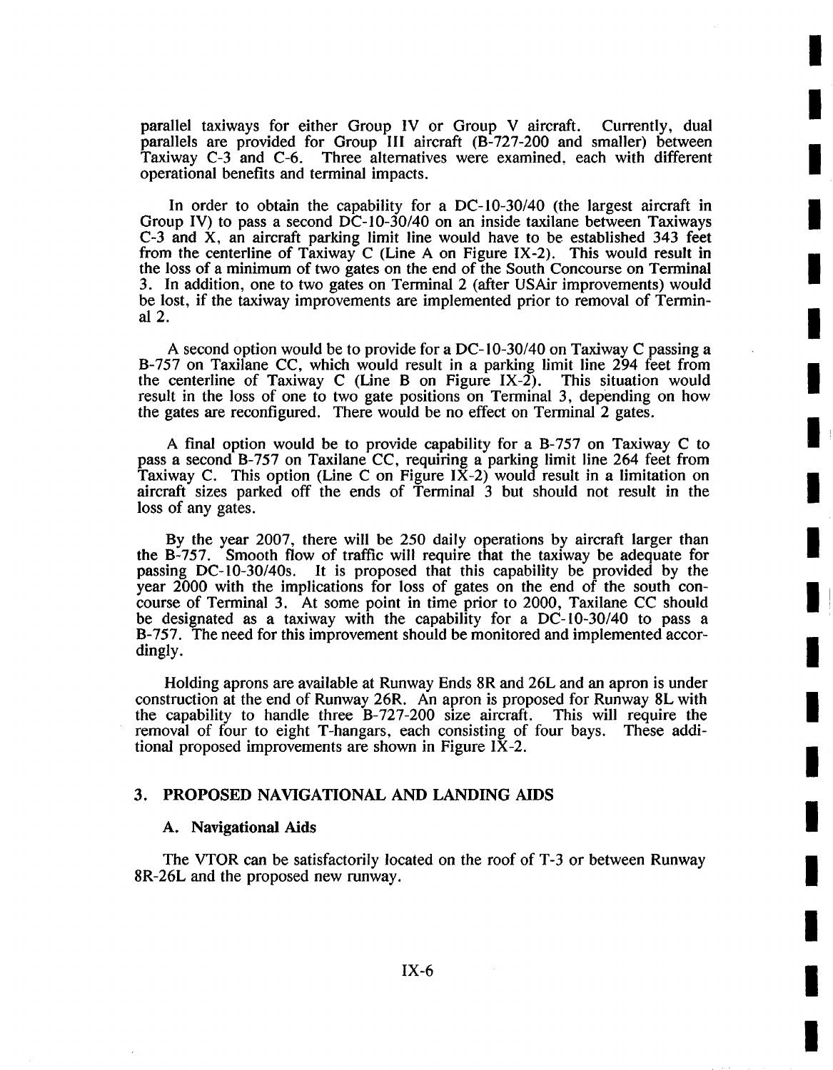parallel taxiways for either Group IV or Group V aircraft. Currently, dual parallels are provided for Group III aircraft (B-727-200 and smaller) between Taxiway C-3 and C-6. Three alternatives were examined, each with different operational benefits and terminal impacts.

In order to obtain the capability for a DC-10-30/40 (the largest aircraft in Group IV) to pass a second DC-10-30/40 on an inside taxilane between Taxiways C-3 and X, an aircraft parking limit line would have to be established 343 feet from the centerline of Taxiway C (Line A on Figure IX-2). This would result in the loss of a minimum of two gates on the end of the South Concourse on Terminal 3. In addition, one to two gates on Terminal 2 (after USAir improvements) would be lost, if the taxiway improvements are implemented prior to removal of Terminal 2.

A second option would be to provide for a DC-10-30/40 on Taxiway C passing a B-757 on Taxilane CC, which would result in a parking limit line 294 feet from the centerline of Taxiway C (Line B on Figure IX-2). This situation would result in the loss of one to two gate positions on Terminal 3, depending on how the gates are reconfigured. There would be no effect on Terminal 2 gates.

A final option would be to provide capability for a B-757 on Taxiway C to pass a second B-757 on Taxilane CC, requiring a parking limit line 264 feet from Taxiway C. This option (Line C on Figure IX-2) would result in a limitation on aircraft sizes parked off the ends of Terminal 3 but should not result in the loss of any gates.

By the year 2007, there will be 250 daily operations by aircraft larger than the B-757. Smooth flow of traffic will require that the taxiway be adequate for passing DC-10-30/40s. It is proposed that this capability be provided by the year 2000 with the implications for loss of gates on the end of the south concourse of Terminal 3. At some point in time prior to 2000, Taxilane CC should be designated as a taxiway with the capability for a DC-10-30/40 to pass a B-757. The need for this improvement should be monitored and implemented accordingly.

Holding aprons are available at Runway Ends 8R and 26L and an apron is under construction at the end of Runway 26R. An apron is proposed for Runway 8L with the capability to handle three B-727-200 size aircraft. This will require the removal of four to eight T-hangars, each consisting of four bays. These additional proposed improvements are shown in Figure IX-2.

## 3. PROPOSED NAVIGATIONAL AND LANDING AIDS

### A. Navigational Aids

The VTOR can be satisfactorily located on the roof of T-3 or between Runway 8R-26L and the proposed new runway.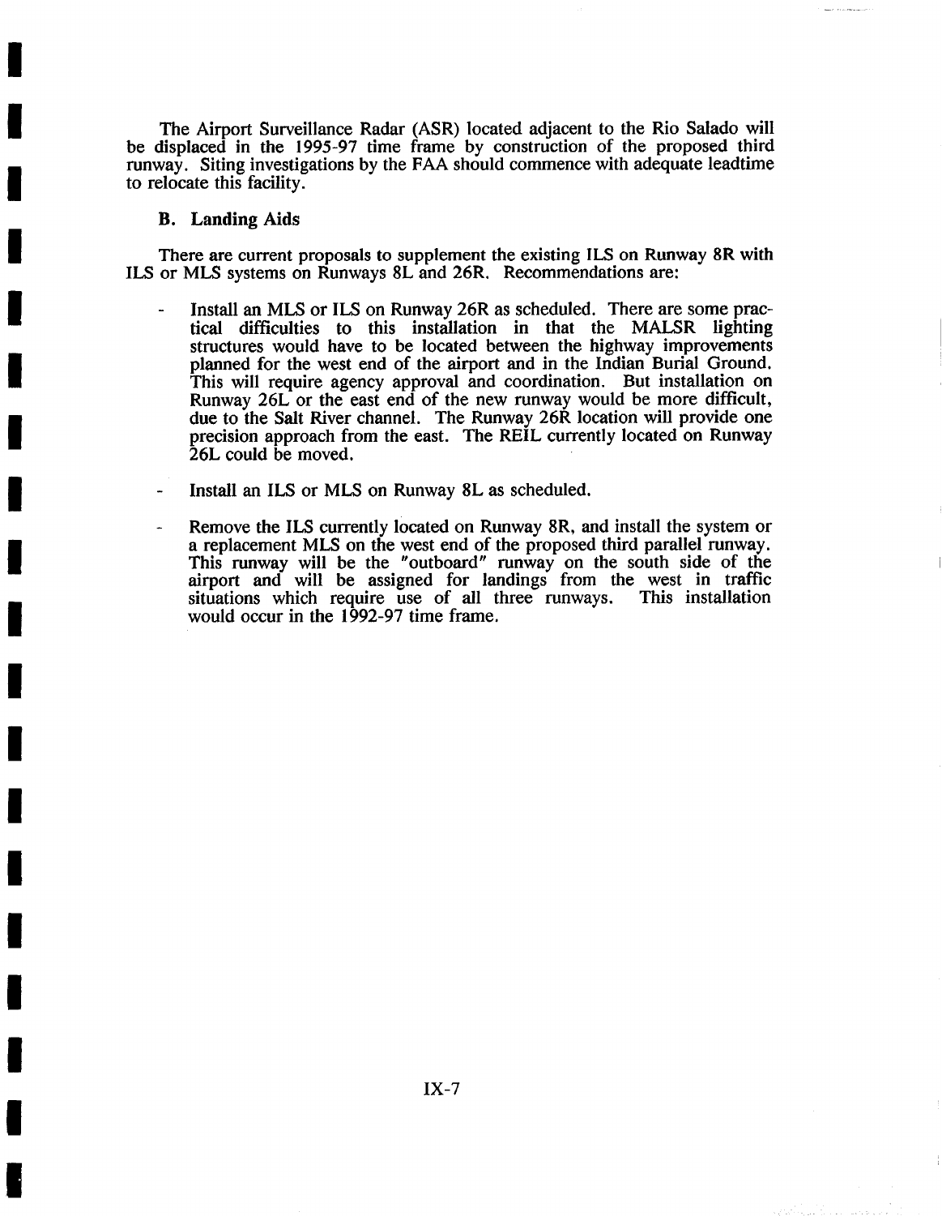The Airport Surveillance Radar (ASR) located adjacent to the Rio Salado will be displaced in the 1995-97 time frame by construction of the proposed third runway. Siting investigations by the FAA should commence with adequate leadtime to relocate this facility.

### B. Landing Aids

There are current proposals to supplement the existing ILS on Runway 8R with ILS or MLS systems on Runways 8L and 26R. Recommendations are:

- Install an MLS or ILS on Runway 26R as scheduled. There are some practical difficulties to this installation in that the MALSR lighting structures would have to be located between the highway improvements planned for the west end of the airport and in the Indian Burial Ground. This will require agency approval and coordination. But installation on Runway 26L or the east end of the new runway would be more difficult, due to the Salt River channel. The Runway 26R location will provide one precision approach from the east. The REIL currently located on Runway 26L could be moved.

- Install an ILS or MLS on Runway 8L as scheduled.

- Remove the ILS currently located on Runway 8R, and install the system or a replacement MLS on the west end of the proposed third parallel runway. This runway will be the "outboard" runway on the south side of the airport and will be assigned for landings from the west in traffic situations which require use of all three runways. This installation would occur in the 1992-97 time frame.